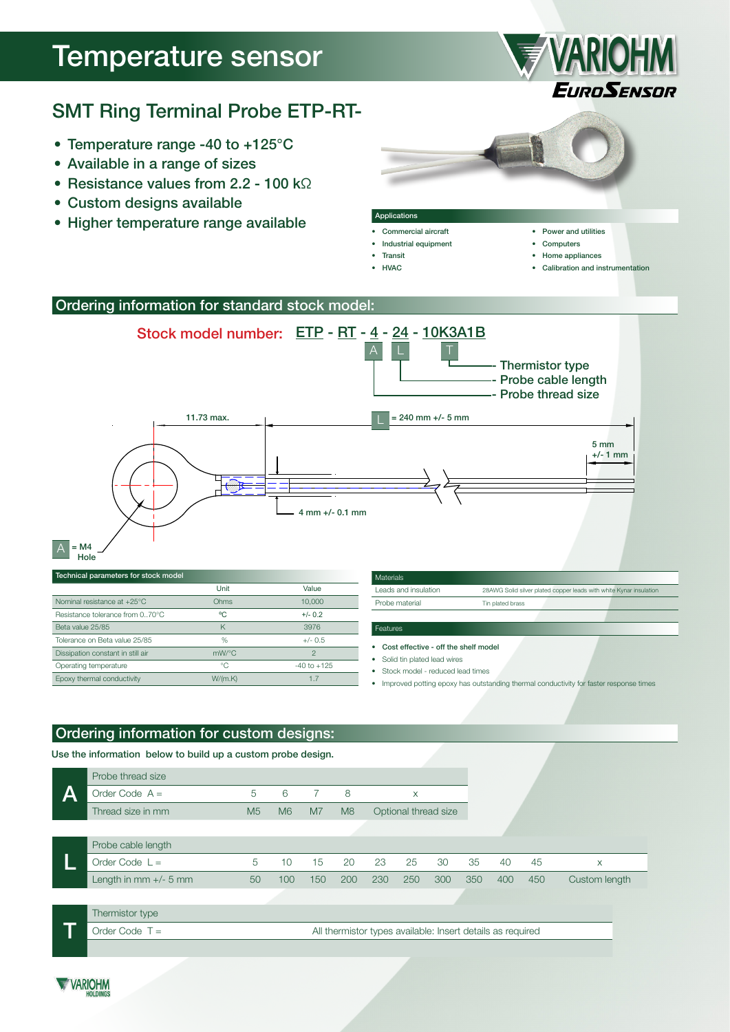# Temperature sensor

## SMT Ring Terminal Probe ETP-RT-

- Temperature range -40 to +125°C
- Available in a range of sizes
- Resistance values from 2.2 - 100 kΩ
- Custom designs available
- Higher temperature range available

**Applications**

- Commercial aircraft
- Industrial equipment
- Transit
- HVAC
- Power and utilities
- Computers
- Home appliances
- Calibration and instrumentation

## Ordering information for standard stock model:

**Stock model number: ETP - RT - 4 - 24 - 10K3A1B**

- A - Probe thread size
- L - Probe cable length
- T - Thermistor type

11.73 max.

L = 240 mm +/- 5 mm

5 mm +/- 1 mm

4 mm +/- 0.1 mm

A = M4 Hole

**Technical parameters for stock model**

| | Unit | Value |
|---|---|---|
| Nominal resistance at +25°C | Ohms | 10,000 |
| Resistance tolerance from 0..70°C | ºC | +/- 0.2 |
| Beta value 25/85 | K | 3976 |
| Tolerance on Beta value 25/85 | % | +/- 0.5 |
| Dissipation constant in still air | mW/°C | 2 |
| Operating temperature | °C | -40 to +125 |
| Epoxy thermal conductivity | W/(m.K) | 1.7 |

**Materials**

| | |
|---|---|
| Leads and insulation | 28AWG Solid silver plated copper leads with white Kynar insulation |
| Probe material | Tin plated brass |

**Features**

- **Cost effective - off the shelf model**
- Solid tin plated lead wires
- Stock model - reduced lead times
- Improved potting epoxy has outstanding thermal conductivity for faster response times

## Ordering information for custom designs:

Use the information below to build up a custom probe design.

**A – Probe thread size**

| Order Code A = | 5 | 6 | 7 | 8 | x |
|---|---|---|---|---|---|
| Thread size in mm | M5 | M6 | M7 | M8 | Optional thread size |

**L – Probe cable length**

| Order Code L = | 5 | 10 | 15 | 20 | 23 | 25 | 30 | 35 | 40 | 45 | x |
|---|---|---|---|---|---|---|---|---|---|---|---|
| Length in mm +/- 5 mm | 50 | 100 | 150 | 200 | 230 | 250 | 300 | 350 | 400 | 450 | Custom length |

**T – Thermistor type**

| Order Code T = | All thermistor types available: Insert details as required |
|---|---|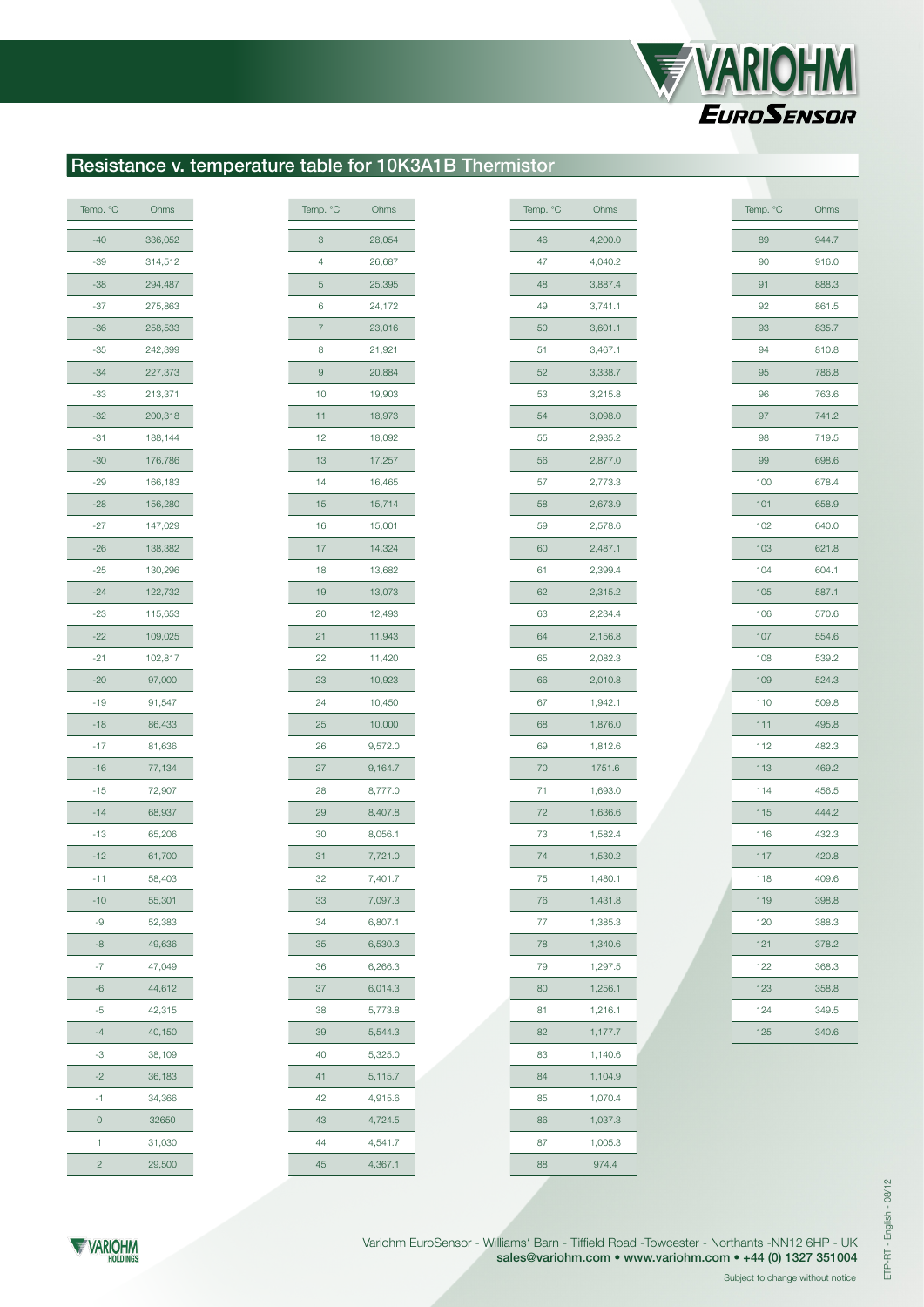## Resistance v. temperature table for 10K3A1B Thermistor

| Temp. °C | Ohms | Temp. °C | Ohms | Temp. °C | Ohms | Temp. °C | Ohms |
|---|---|---|---|---|---|---|---|
| -40 | 336,052 | 3 | 28,054 | 46 | 4,200.0 | 89 | 944.7 |
| -39 | 314,512 | 4 | 26,687 | 47 | 4,040.2 | 90 | 916.0 |
| -38 | 294,487 | 5 | 25,395 | 48 | 3,887.4 | 91 | 888.3 |
| -37 | 275,863 | 6 | 24,172 | 49 | 3,741.1 | 92 | 861.5 |
| -36 | 258,533 | 7 | 23,016 | 50 | 3,601.1 | 93 | 835.7 |
| -35 | 242,399 | 8 | 21,921 | 51 | 3,467.1 | 94 | 810.8 |
| -34 | 227,373 | 9 | 20,884 | 52 | 3,338.7 | 95 | 786.8 |
| -33 | 213,371 | 10 | 19,903 | 53 | 3,215.8 | 96 | 763.6 |
| -32 | 200,318 | 11 | 18,973 | 54 | 3,098.0 | 97 | 741.2 |
| -31 | 188,144 | 12 | 18,092 | 55 | 2,985.2 | 98 | 719.5 |
| -30 | 176,786 | 13 | 17,257 | 56 | 2,877.0 | 99 | 698.6 |
| -29 | 166,183 | 14 | 16,465 | 57 | 2,773.3 | 100 | 678.4 |
| -28 | 156,280 | 15 | 15,714 | 58 | 2,673.9 | 101 | 658.9 |
| -27 | 147,029 | 16 | 15,001 | 59 | 2,578.6 | 102 | 640.0 |
| -26 | 138,382 | 17 | 14,324 | 60 | 2,487.1 | 103 | 621.8 |
| -25 | 130,296 | 18 | 13,682 | 61 | 2,399.4 | 104 | 604.1 |
| -24 | 122,732 | 19 | 13,073 | 62 | 2,315.2 | 105 | 587.1 |
| -23 | 115,653 | 20 | 12,493 | 63 | 2,234.4 | 106 | 570.6 |
| -22 | 109,025 | 21 | 11,943 | 64 | 2,156.8 | 107 | 554.6 |
| -21 | 102,817 | 22 | 11,420 | 65 | 2,082.3 | 108 | 539.2 |
| -20 | 97,000 | 23 | 10,923 | 66 | 2,010.8 | 109 | 524.3 |
| -19 | 91,547 | 24 | 10,450 | 67 | 1,942.1 | 110 | 509.8 |
| -18 | 86,433 | 25 | 10,000 | 68 | 1,876.0 | 111 | 495.8 |
| -17 | 81,636 | 26 | 9,572.0 | 69 | 1,812.6 | 112 | 482.3 |
| -16 | 77,134 | 27 | 9,164.7 | 70 | 1751.6 | 113 | 469.2 |
| -15 | 72,907 | 28 | 8,777.0 | 71 | 1,693.0 | 114 | 456.5 |
| -14 | 68,937 | 29 | 8,407.8 | 72 | 1,636.6 | 115 | 444.2 |
| -13 | 65,206 | 30 | 8,056.1 | 73 | 1,582.4 | 116 | 432.3 |
| -12 | 61,700 | 31 | 7,721.0 | 74 | 1,530.2 | 117 | 420.8 |
| -11 | 58,403 | 32 | 7,401.7 | 75 | 1,480.1 | 118 | 409.6 |
| -10 | 55,301 | 33 | 7,097.3 | 76 | 1,431.8 | 119 | 398.8 |
| -9 | 52,383 | 34 | 6,807.1 | 77 | 1,385.3 | 120 | 388.3 |
| -8 | 49,636 | 35 | 6,530.3 | 78 | 1,340.6 | 121 | 378.2 |
| -7 | 47,049 | 36 | 6,266.3 | 79 | 1,297.5 | 122 | 368.3 |
| -6 | 44,612 | 37 | 6,014.3 | 80 | 1,256.1 | 123 | 358.8 |
| -5 | 42,315 | 38 | 5,773.8 | 81 | 1,216.1 | 124 | 349.5 |
| -4 | 40,150 | 39 | 5,544.3 | 82 | 1,177.7 | 125 | 340.6 |
| -3 | 38,109 | 40 | 5,325.0 | 83 | 1,140.6 | | |
| -2 | 36,183 | 41 | 5,115.7 | 84 | 1,104.9 | | |
| -1 | 34,366 | 42 | 4,915.6 | 85 | 1,070.4 | | |
| 0 | 32650 | 43 | 4,724.5 | 86 | 1,037.3 | | |
| 1 | 31,030 | 44 | 4,541.7 | 87 | 1,005.3 | | |
| 2 | 29,500 | 45 | 4,367.1 | 88 | 974.4 | | |

Variohm EuroSensor - Williams' Barn - Tiffield Road -Towcester - Northants -NN12 6HP - UK
**sales@variohm.com • www.variohm.com • +44 (0) 1327 351004**

Subject to change without notice

ETP-RT - English - 08/12